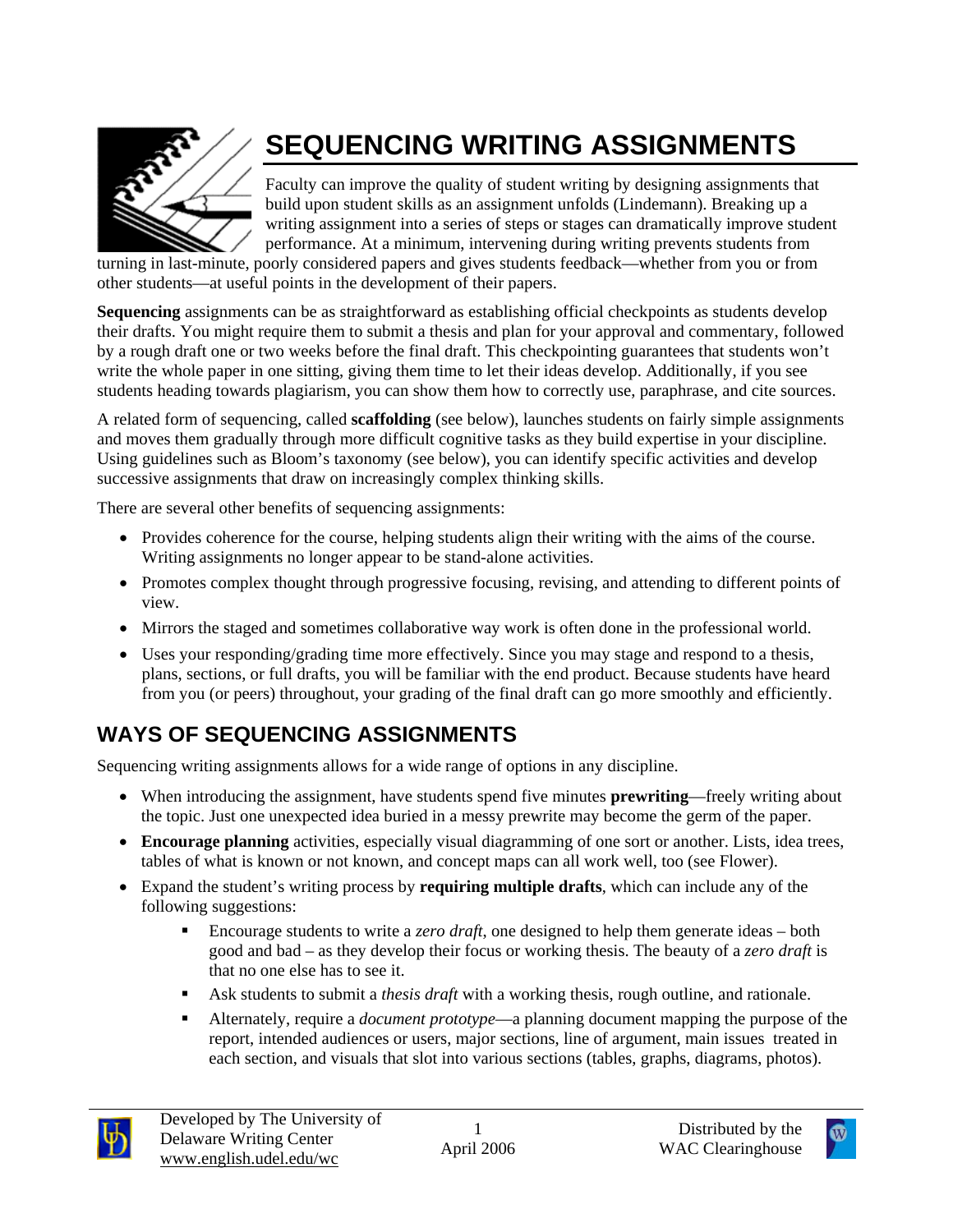# SEQUENCING WRITING ASSIGNMENTS

Faculty can improve the quality of student writing by designing assignments that build upon student skills as an assignment unfolds (Lindemann). Breaking up a writing assignment into a series of steps or stages can dramatically improve student performance. At a minimum, intervening during writing prevents students from turning in last-minute, poorly considered papers and gives students feedback—whether from you or from other students—at useful points in the development of their papers.

**Sequencing** assignments can be as straightforward as establishing official checkpoints as students develop their drafts. You might require them to submit a thesis and plan for your approval and commentary, followed by a rough draft one or two weeks before the final draft. This checkpointing guarantees that students won't write the whole paper in one sitting, giving them time to let their ideas develop. Additionally, if you see students heading towards plagiarism, you can show them how to correctly use, paraphrase, and cite sources.

A related form of sequencing, called **scaffolding** (see below), launches students on fairly simple assignments and moves them gradually through more difficult cognitive tasks as they build expertise in your discipline. Using guidelines such as Bloom's taxonomy (see below), you can identify specific activities and develop successive assignments that draw on increasingly complex thinking skills.

There are several other benefits of sequencing assignments:

- Provides coherence for the course, helping students align their writing with the aims of the course. Writing assignments no longer appear to be stand-alone activities.
- Promotes complex thought through progressive focusing, revising, and attending to different points of view.
- Mirrors the staged and sometimes collaborative way work is often done in the professional world.
- Uses your responding/grading time more effectively. Since you may stage and respond to a thesis, plans, sections, or full drafts, you will be familiar with the end product. Because students have heard from you (or peers) throughout, your grading of the final draft can go more smoothly and efficiently.

## WAYS OF SEQUENCING ASSIGNMENTS

Sequencing writing assignments allows for a wide range of options in any discipline.

- When introducing the assignment, have students spend five minutes **prewriting**—freely writing about the topic. Just one unexpected idea buried in a messy prewrite may become the germ of the paper.
- **Encourage planning** activities, especially visual diagramming of one sort or another. Lists, idea trees, tables of what is known or not known, and concept maps can all work well, too (see Flower).
- Expand the student's writing process by **requiring multiple drafts**, which can include any of the following suggestions:
  - Encourage students to write a *zero draft*, one designed to help them generate ideas – both good and bad – as they develop their focus or working thesis. The beauty of a *zero draft* is that no one else has to see it.
  - Ask students to submit a *thesis draft* with a working thesis, rough outline, and rationale.
  - Alternately, require a *document prototype*—a planning document mapping the purpose of the report, intended audiences or users, major sections, line of argument, main issues treated in each section, and visuals that slot into various sections (tables, graphs, diagrams, photos).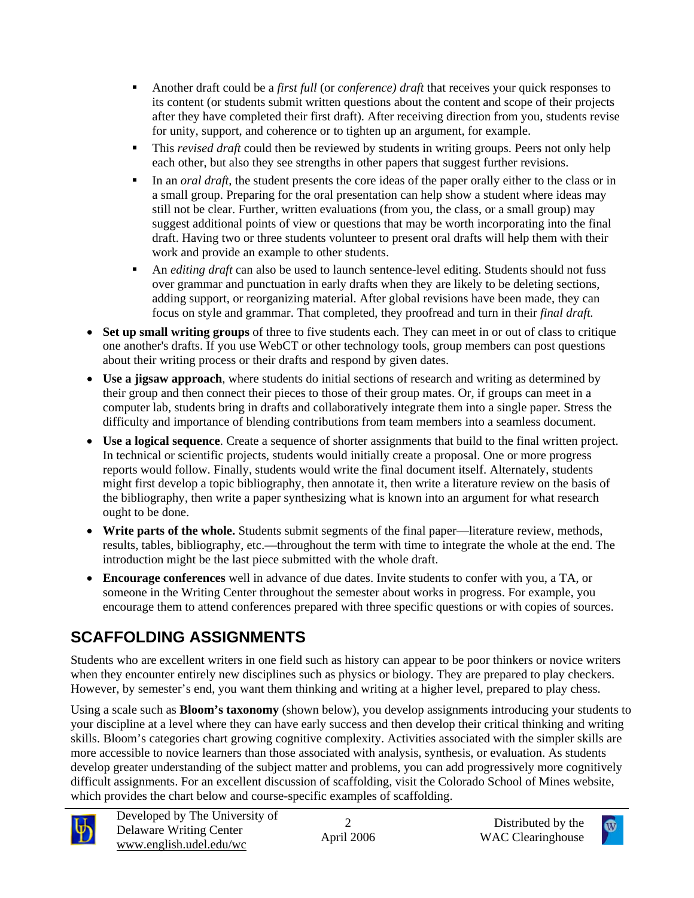- Another draft could be a *first full* (or *conference) draft* that receives your quick responses to its content (or students submit written questions about the content and scope of their projects after they have completed their first draft). After receiving direction from you, students revise for unity, support, and coherence or to tighten up an argument, for example.
    - This *revised draft* could then be reviewed by students in writing groups. Peers not only help each other, but also they see strengths in other papers that suggest further revisions.
    - In an *oral draft*, the student presents the core ideas of the paper orally either to the class or in a small group. Preparing for the oral presentation can help show a student where ideas may still not be clear. Further, written evaluations (from you, the class, or a small group) may suggest additional points of view or questions that may be worth incorporating into the final draft. Having two or three students volunteer to present oral drafts will help them with their work and provide an example to other students.
    - An *editing draft* can also be used to launch sentence-level editing. Students should not fuss over grammar and punctuation in early drafts when they are likely to be deleting sections, adding support, or reorganizing material. After global revisions have been made, they can focus on style and grammar. That completed, they proofread and turn in their *final draft.*

- **Set up small writing groups** of three to five students each. They can meet in or out of class to critique one another's drafts. If you use WebCT or other technology tools, group members can post questions about their writing process or their drafts and respond by given dates.
- **Use a jigsaw approach**, where students do initial sections of research and writing as determined by their group and then connect their pieces to those of their group mates. Or, if groups can meet in a computer lab, students bring in drafts and collaboratively integrate them into a single paper. Stress the difficulty and importance of blending contributions from team members into a seamless document.
- **Use a logical sequence**. Create a sequence of shorter assignments that build to the final written project. In technical or scientific projects, students would initially create a proposal. One or more progress reports would follow. Finally, students would write the final document itself. Alternately, students might first develop a topic bibliography, then annotate it, then write a literature review on the basis of the bibliography, then write a paper synthesizing what is known into an argument for what research ought to be done.
- **Write parts of the whole.** Students submit segments of the final paper—literature review, methods, results, tables, bibliography, etc.—throughout the term with time to integrate the whole at the end. The introduction might be the last piece submitted with the whole draft.
- **Encourage conferences** well in advance of due dates. Invite students to confer with you, a TA, or someone in the Writing Center throughout the semester about works in progress. For example, you encourage them to attend conferences prepared with three specific questions or with copies of sources.

## SCAFFOLDING ASSIGNMENTS

Students who are excellent writers in one field such as history can appear to be poor thinkers or novice writers when they encounter entirely new disciplines such as physics or biology. They are prepared to play checkers. However, by semester's end, you want them thinking and writing at a higher level, prepared to play chess.

Using a scale such as **Bloom's taxonomy** (shown below), you develop assignments introducing your students to your discipline at a level where they can have early success and then develop their critical thinking and writing skills. Bloom's categories chart growing cognitive complexity. Activities associated with the simpler skills are more accessible to novice learners than those associated with analysis, synthesis, or evaluation. As students develop greater understanding of the subject matter and problems, you can add progressively more cognitively difficult assignments. For an excellent discussion of scaffolding, visit the Colorado School of Mines website, which provides the chart below and course-specific examples of scaffolding.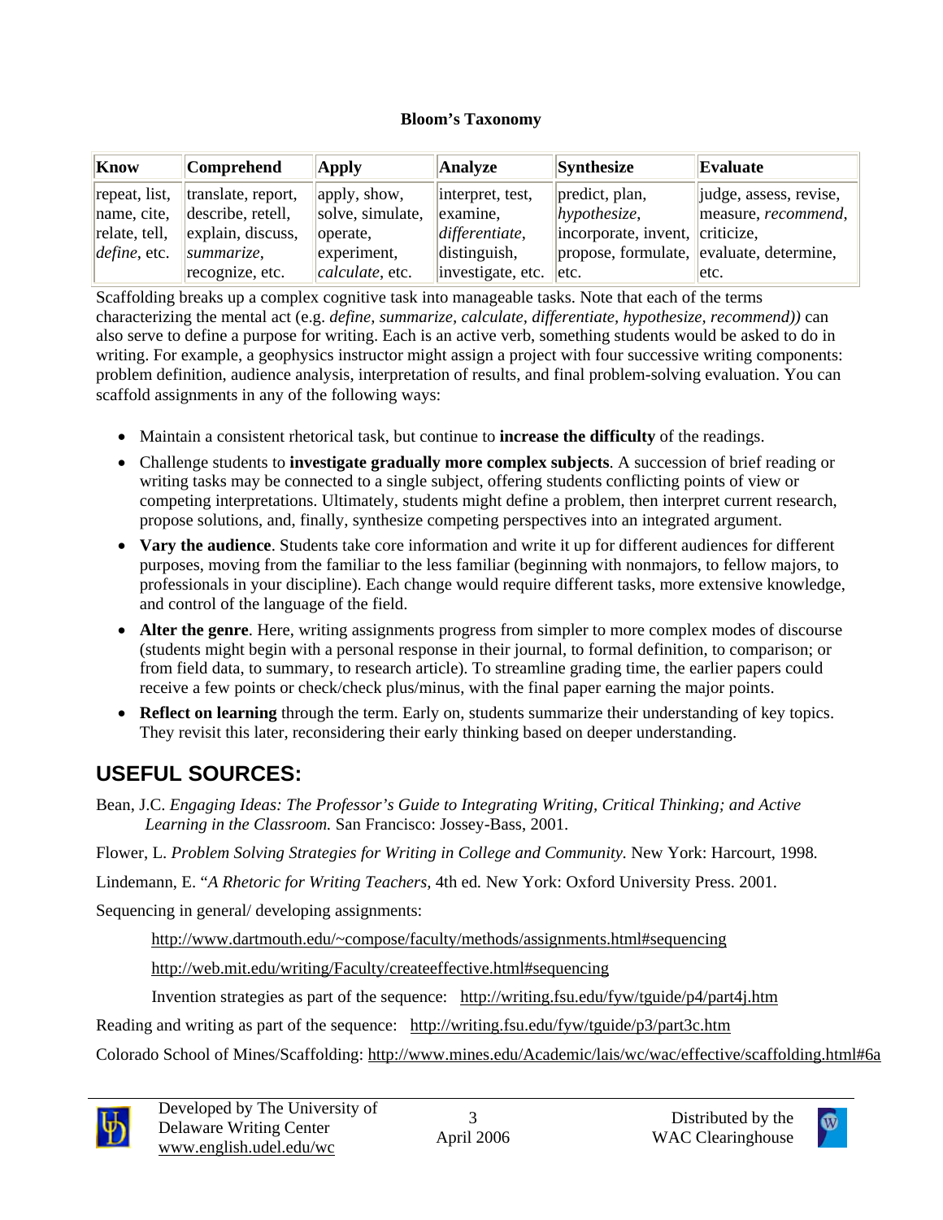**Bloom's Taxonomy**

| Know | Comprehend | Apply | Analyze | Synthesize | Evaluate |
|---|---|---|---|---|---|
| repeat, list, name, cite, relate, tell, *define*, etc. | translate, report, describe, retell, explain, discuss, *summarize*, recognize, etc. | apply, show, solve, simulate, operate, experiment, *calculate*, etc. | interpret, test, examine, *differentiate*, distinguish, investigate, etc. | predict, plan, *hypothesize*, incorporate, invent, propose, formulate, etc. | judge, assess, revise, measure, *recommend*, criticize, evaluate, determine, etc. |

Scaffolding breaks up a complex cognitive task into manageable tasks. Note that each of the terms characterizing the mental act (e.g. *define, summarize, calculate, differentiate, hypothesize, recommend))* can also serve to define a purpose for writing. Each is an active verb, something students would be asked to do in writing. For example, a geophysics instructor might assign a project with four successive writing components: problem definition, audience analysis, interpretation of results, and final problem-solving evaluation. You can scaffold assignments in any of the following ways:

- Maintain a consistent rhetorical task, but continue to **increase the difficulty** of the readings.
- Challenge students to **investigate gradually more complex subjects**. A succession of brief reading or writing tasks may be connected to a single subject, offering students conflicting points of view or competing interpretations. Ultimately, students might define a problem, then interpret current research, propose solutions, and, finally, synthesize competing perspectives into an integrated argument.
- **Vary the audience**. Students take core information and write it up for different audiences for different purposes, moving from the familiar to the less familiar (beginning with nonmajors, to fellow majors, to professionals in your discipline). Each change would require different tasks, more extensive knowledge, and control of the language of the field.
- **Alter the genre**. Here, writing assignments progress from simpler to more complex modes of discourse (students might begin with a personal response in their journal, to formal definition, to comparison; or from field data, to summary, to research article). To streamline grading time, the earlier papers could receive a few points or check/check plus/minus, with the final paper earning the major points.
- **Reflect on learning** through the term. Early on, students summarize their understanding of key topics. They revisit this later, reconsidering their early thinking based on deeper understanding.

## USEFUL SOURCES:

Bean, J.C. *Engaging Ideas: The Professor's Guide to Integrating Writing, Critical Thinking; and Active Learning in the Classroom.* San Francisco: Jossey-Bass, 2001.

Flower, L. *Problem Solving Strategies for Writing in College and Community.* New York: Harcourt, 1998.

Lindemann, E. "*A Rhetoric for Writing Teachers,* 4th ed. New York: Oxford University Press. 2001.

Sequencing in general/ developing assignments:

http://www.dartmouth.edu/~compose/faculty/methods/assignments.html#sequencing

http://web.mit.edu/writing/Faculty/createeffective.html#sequencing

Invention strategies as part of the sequence: http://writing.fsu.edu/fyw/tguide/p4/part4j.htm

Reading and writing as part of the sequence: http://writing.fsu.edu/fyw/tguide/p3/part3c.htm

Colorado School of Mines/Scaffolding: http://www.mines.edu/Academic/lais/wc/wac/effective/scaffolding.html#6a

Developed by The University of Delaware Writing Center www.english.udel.edu/wc

April 2006

Distributed by the WAC Clearinghouse